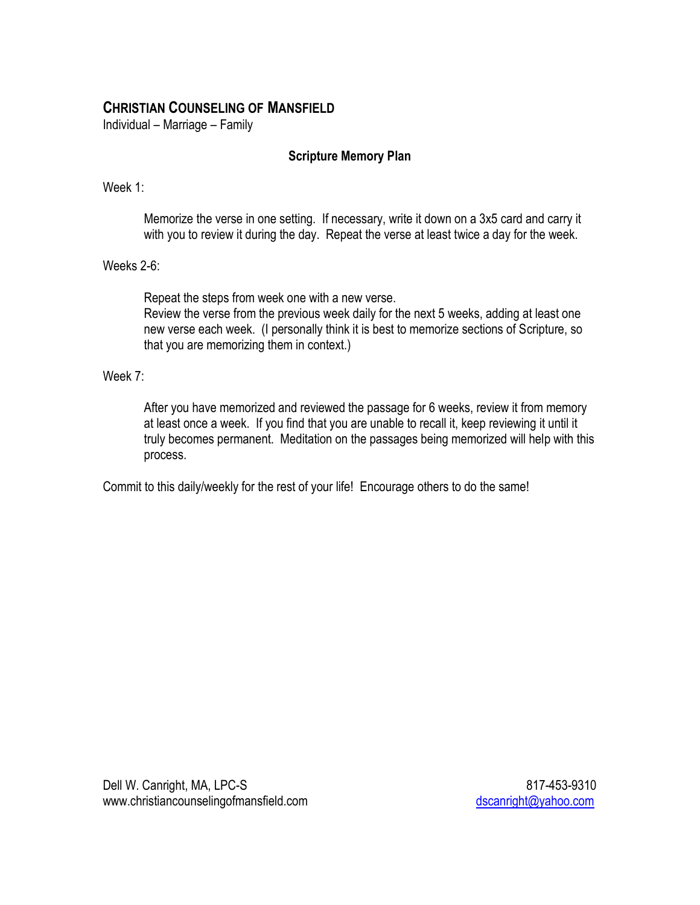# CHRISTIAN COUNSELING OF MANSFIELD

Individual – Marriage – Family

## Scripture Memory Plan

Week 1:

> Memorize the verse in one setting. If necessary, write it down on a 3x5 card and carry it with you to review it during the day. Repeat the verse at least twice a day for the week.

Weeks 2-6:

> Repeat the steps from week one with a new verse.
> Review the verse from the previous week daily for the next 5 weeks, adding at least one new verse each week. (I personally think it is best to memorize sections of Scripture, so that you are memorizing them in context.)

Week 7:

> After you have memorized and reviewed the passage for 6 weeks, review it from memory at least once a week. If you find that you are unable to recall it, keep reviewing it until it truly becomes permanent. Meditation on the passages being memorized will help with this process.

Commit to this daily/weekly for the rest of your life! Encourage others to do the same!

Dell W. Canright, MA, LPC-S
www.christiancounselingofmansfield.com

817-453-9310
dscanright@yahoo.com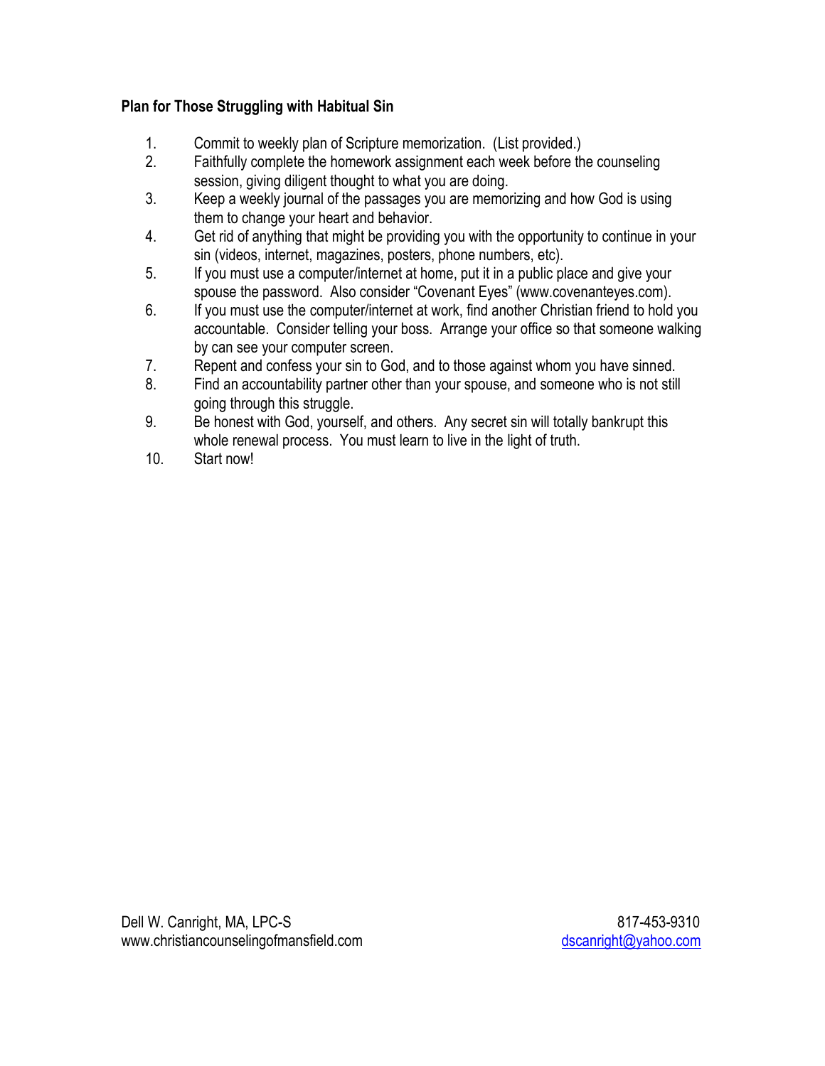**Plan for Those Struggling with Habitual Sin**

1. Commit to weekly plan of Scripture memorization. (List provided.)
2. Faithfully complete the homework assignment each week before the counseling session, giving diligent thought to what you are doing.
3. Keep a weekly journal of the passages you are memorizing and how God is using them to change your heart and behavior.
4. Get rid of anything that might be providing you with the opportunity to continue in your sin (videos, internet, magazines, posters, phone numbers, etc).
5. If you must use a computer/internet at home, put it in a public place and give your spouse the password. Also consider "Covenant Eyes" (www.covenanteyes.com).
6. If you must use the computer/internet at work, find another Christian friend to hold you accountable. Consider telling your boss. Arrange your office so that someone walking by can see your computer screen.
7. Repent and confess your sin to God, and to those against whom you have sinned.
8. Find an accountability partner other than your spouse, and someone who is not still going through this struggle.
9. Be honest with God, yourself, and others. Any secret sin will totally bankrupt this whole renewal process. You must learn to live in the light of truth.
10. Start now!

Dell W. Canright, MA, LPC-S
www.christiancounselingofmansfield.com

817-453-9310
dscanright@yahoo.com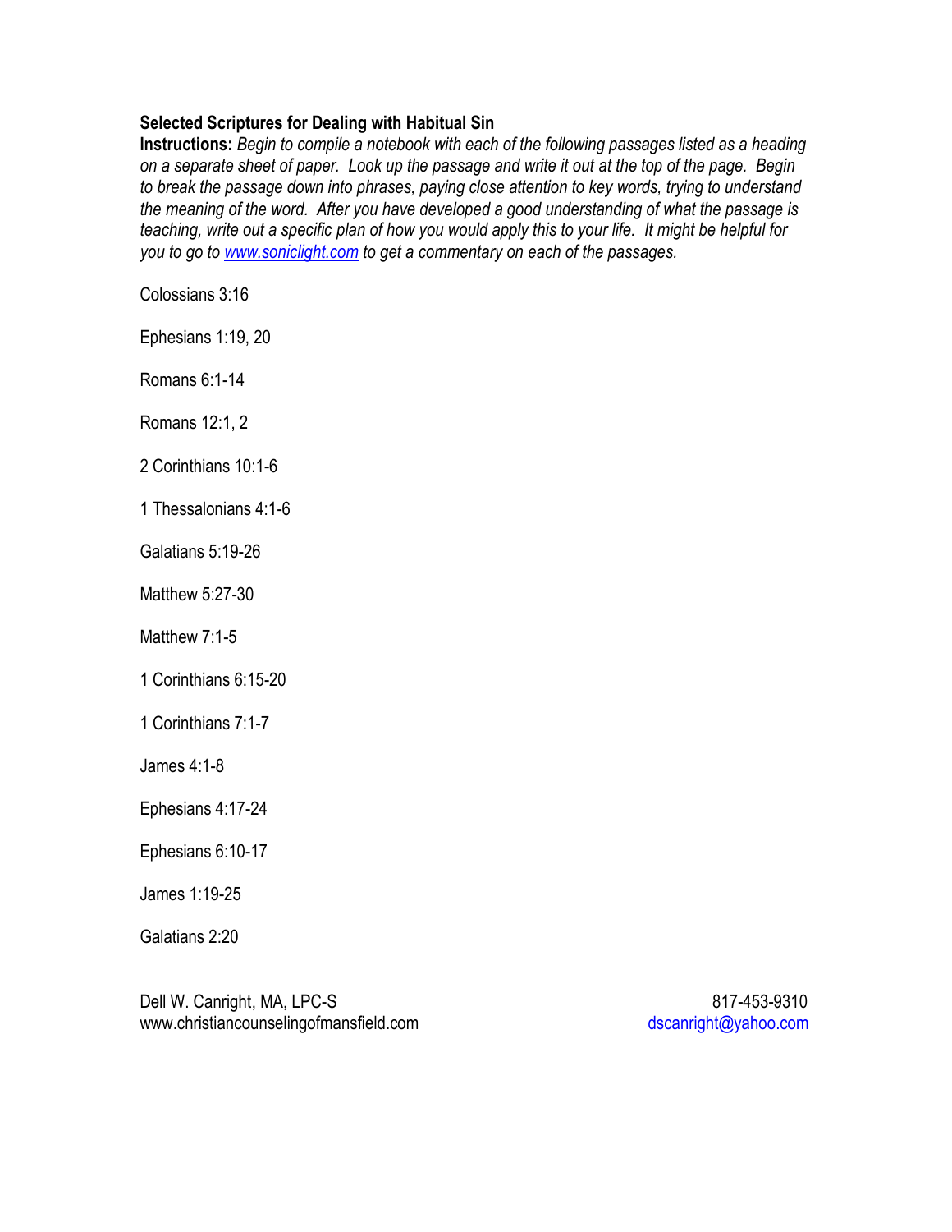**Selected Scriptures for Dealing with Habitual Sin**

**Instructions:** *Begin to compile a notebook with each of the following passages listed as a heading on a separate sheet of paper. Look up the passage and write it out at the top of the page. Begin to break the passage down into phrases, paying close attention to key words, trying to understand the meaning of the word. After you have developed a good understanding of what the passage is teaching, write out a specific plan of how you would apply this to your life. It might be helpful for you to go to [www.soniclight.com](http://www.soniclight.com) to get a commentary on each of the passages.*

Colossians 3:16

Ephesians 1:19, 20

Romans 6:1-14

Romans 12:1, 2

2 Corinthians 10:1-6

1 Thessalonians 4:1-6

Galatians 5:19-26

Matthew 5:27-30

Matthew 7:1-5

1 Corinthians 6:15-20

1 Corinthians 7:1-7

James 4:1-8

Ephesians 4:17-24

Ephesians 6:10-17

James 1:19-25

Galatians 2:20

Dell W. Canright, MA, LPC-S
www.christiancounselingofmansfield.com

817-453-9310
[dscanright@yahoo.com](mailto:dscanright@yahoo.com)